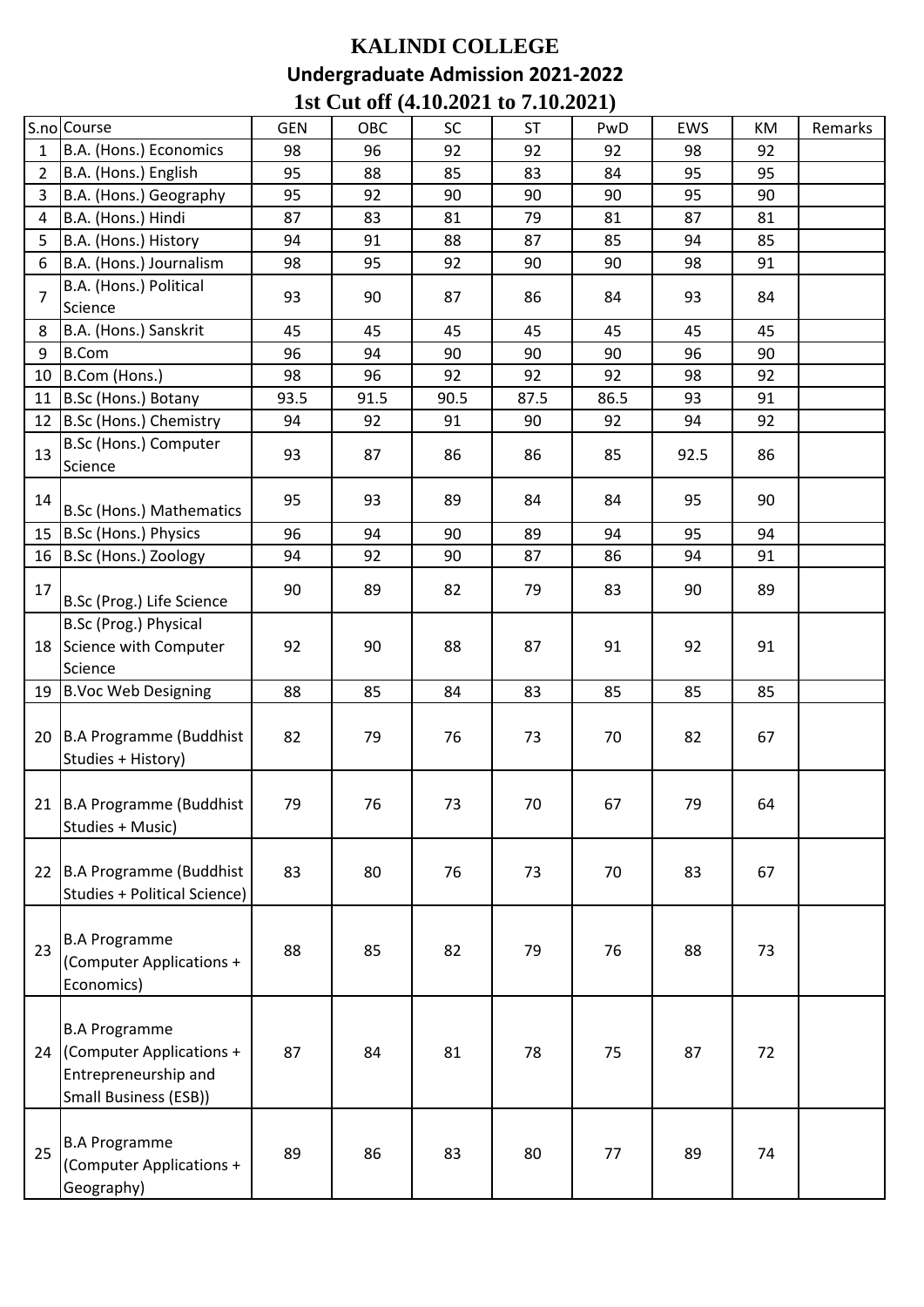# KALINDI COLLEGE

## Undergraduate Admission 2021-2022

### 1st Cut off (4.10.2021 to 7.10.2021)

| S.no | Course | GEN | OBC | SC | ST | PwD | EWS | KM | Remarks |
|---|---|---|---|---|---|---|---|---|---|
| 1 | B.A. (Hons.) Economics | 98 | 96 | 92 | 92 | 92 | 98 | 92 | |
| 2 | B.A. (Hons.) English | 95 | 88 | 85 | 83 | 84 | 95 | 95 | |
| 3 | B.A. (Hons.) Geography | 95 | 92 | 90 | 90 | 90 | 95 | 90 | |
| 4 | B.A. (Hons.) Hindi | 87 | 83 | 81 | 79 | 81 | 87 | 81 | |
| 5 | B.A. (Hons.) History | 94 | 91 | 88 | 87 | 85 | 94 | 85 | |
| 6 | B.A. (Hons.) Journalism | 98 | 95 | 92 | 90 | 90 | 98 | 91 | |
| 7 | B.A. (Hons.) Political Science | 93 | 90 | 87 | 86 | 84 | 93 | 84 | |
| 8 | B.A. (Hons.) Sanskrit | 45 | 45 | 45 | 45 | 45 | 45 | 45 | |
| 9 | B.Com | 96 | 94 | 90 | 90 | 90 | 96 | 90 | |
| 10 | B.Com (Hons.) | 98 | 96 | 92 | 92 | 92 | 98 | 92 | |
| 11 | B.Sc (Hons.) Botany | 93.5 | 91.5 | 90.5 | 87.5 | 86.5 | 93 | 91 | |
| 12 | B.Sc (Hons.) Chemistry | 94 | 92 | 91 | 90 | 92 | 94 | 92 | |
| 13 | B.Sc (Hons.) Computer Science | 93 | 87 | 86 | 86 | 85 | 92.5 | 86 | |
| 14 | B.Sc (Hons.) Mathematics | 95 | 93 | 89 | 84 | 84 | 95 | 90 | |
| 15 | B.Sc (Hons.) Physics | 96 | 94 | 90 | 89 | 94 | 95 | 94 | |
| 16 | B.Sc (Hons.) Zoology | 94 | 92 | 90 | 87 | 86 | 94 | 91 | |
| 17 | B.Sc (Prog.) Life Science | 90 | 89 | 82 | 79 | 83 | 90 | 89 | |
| 18 | B.Sc (Prog.) Physical Science with Computer Science | 92 | 90 | 88 | 87 | 91 | 92 | 91 | |
| 19 | B.Voc Web Designing | 88 | 85 | 84 | 83 | 85 | 85 | 85 | |
| 20 | B.A Programme (Buddhist Studies + History) | 82 | 79 | 76 | 73 | 70 | 82 | 67 | |
| 21 | B.A Programme (Buddhist Studies + Music) | 79 | 76 | 73 | 70 | 67 | 79 | 64 | |
| 22 | B.A Programme (Buddhist Studies + Political Science) | 83 | 80 | 76 | 73 | 70 | 83 | 67 | |
| 23 | B.A Programme (Computer Applications + Economics) | 88 | 85 | 82 | 79 | 76 | 88 | 73 | |
| 24 | B.A Programme (Computer Applications + Entrepreneurship and Small Business (ESB)) | 87 | 84 | 81 | 78 | 75 | 87 | 72 | |
| 25 | B.A Programme (Computer Applications + Geography) | 89 | 86 | 83 | 80 | 77 | 89 | 74 | |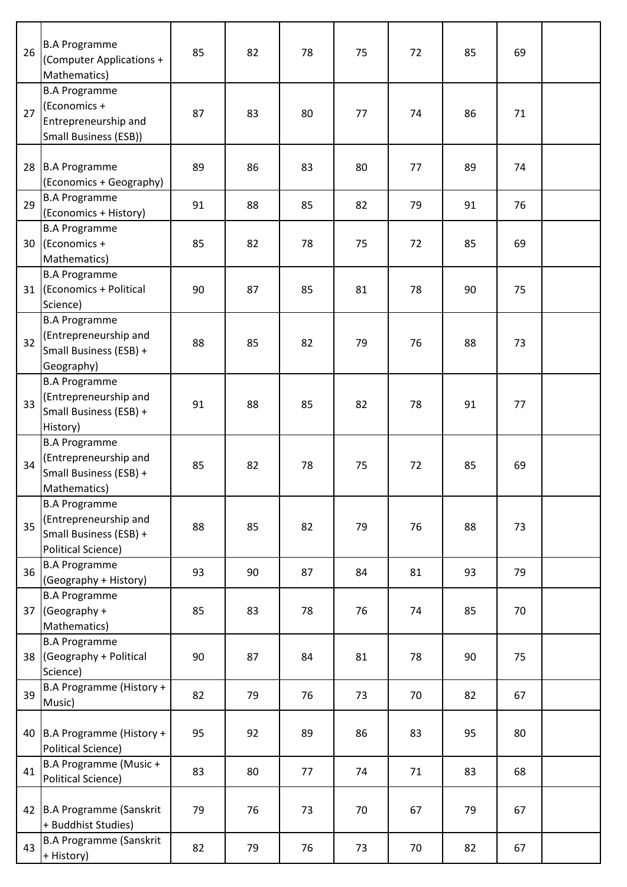| | | | | | | | | |
|---|---|---|---|---|---|---|---|---|
| 26 | B.A Programme (Computer Applications + Mathematics) | 85 | 82 | 78 | 75 | 72 | 85 | 69 | |
| 27 | B.A Programme (Economics + Entrepreneurship and Small Business (ESB)) | 87 | 83 | 80 | 77 | 74 | 86 | 71 | |
| 28 | B.A Programme (Economics + Geography) | 89 | 86 | 83 | 80 | 77 | 89 | 74 | |
| 29 | B.A Programme (Economics + History) | 91 | 88 | 85 | 82 | 79 | 91 | 76 | |
| 30 | B.A Programme (Economics + Mathematics) | 85 | 82 | 78 | 75 | 72 | 85 | 69 | |
| 31 | B.A Programme (Economics + Political Science) | 90 | 87 | 85 | 81 | 78 | 90 | 75 | |
| 32 | B.A Programme (Entrepreneurship and Small Business (ESB) + Geography) | 88 | 85 | 82 | 79 | 76 | 88 | 73 | |
| 33 | B.A Programme (Entrepreneurship and Small Business (ESB) + History) | 91 | 88 | 85 | 82 | 78 | 91 | 77 | |
| 34 | B.A Programme (Entrepreneurship and Small Business (ESB) + Mathematics) | 85 | 82 | 78 | 75 | 72 | 85 | 69 | |
| 35 | B.A Programme (Entrepreneurship and Small Business (ESB) + Political Science) | 88 | 85 | 82 | 79 | 76 | 88 | 73 | |
| 36 | B.A Programme (Geography + History) | 93 | 90 | 87 | 84 | 81 | 93 | 79 | |
| 37 | B.A Programme (Geography + Mathematics) | 85 | 83 | 78 | 76 | 74 | 85 | 70 | |
| 38 | B.A Programme (Geography + Political Science) | 90 | 87 | 84 | 81 | 78 | 90 | 75 | |
| 39 | B.A Programme (History + Music) | 82 | 79 | 76 | 73 | 70 | 82 | 67 | |
| 40 | B.A Programme (History + Political Science) | 95 | 92 | 89 | 86 | 83 | 95 | 80 | |
| 41 | B.A Programme (Music + Political Science) | 83 | 80 | 77 | 74 | 71 | 83 | 68 | |
| 42 | B.A Programme (Sanskrit + Buddhist Studies) | 79 | 76 | 73 | 70 | 67 | 79 | 67 | |
| 43 | B.A Programme (Sanskrit + History) | 82 | 79 | 76 | 73 | 70 | 82 | 67 | |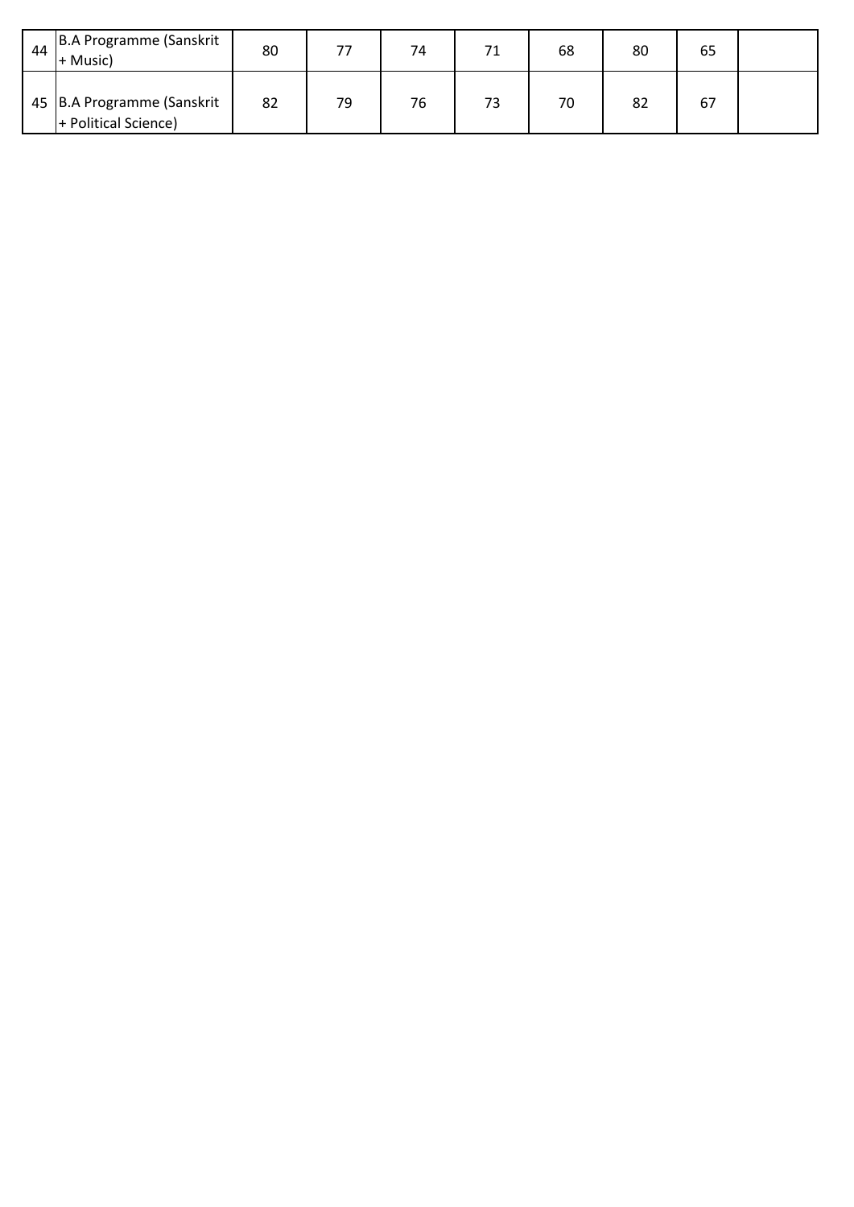| | | | | | | | | | |
|---|---|---|---|---|---|---|---|---|---|
| 44 | B.A Programme (Sanskrit + Music) | 80 | 77 | 74 | 71 | 68 | 80 | 65 | |
| 45 | B.A Programme (Sanskrit + Political Science) | 82 | 79 | 76 | 73 | 70 | 82 | 67 | |